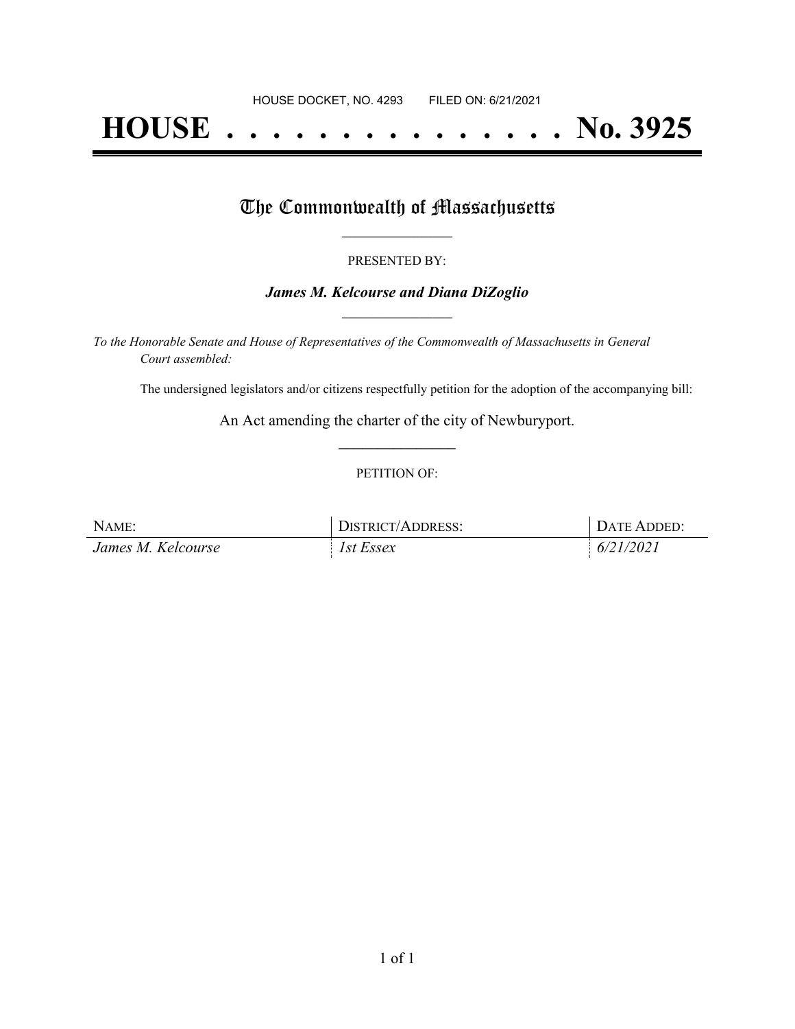HOUSE DOCKET, NO. 4293 FILED ON: 6/21/2021

# HOUSE . . . . . . . . . . . . . . . No. 3925

## The Commonwealth of Massachusetts

PRESENTED BY:

***James M. Kelcourse and Diana DiZoglio***

*To the Honorable Senate and House of Representatives of the Commonwealth of Massachusetts in General Court assembled:*

The undersigned legislators and/or citizens respectfully petition for the adoption of the accompanying bill:

An Act amending the charter of the city of Newburyport.

PETITION OF:

| NAME: | DISTRICT/ADDRESS: | DATE ADDED: |
|---|---|---|
| *James M. Kelcourse* | *1st Essex* | *6/21/2021* |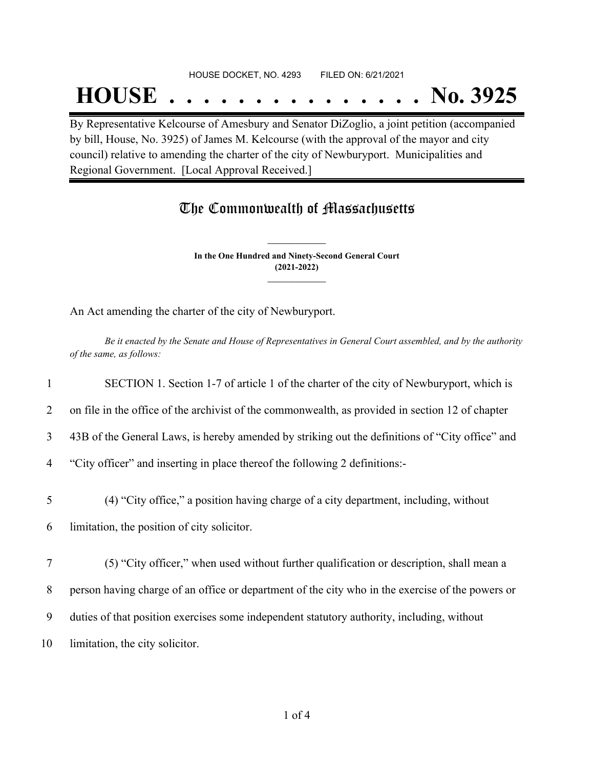HOUSE DOCKET, NO. 4293 FILED ON: 6/21/2021

# HOUSE . . . . . . . . . . . . . . . No. 3925

By Representative Kelcourse of Amesbury and Senator DiZoglio, a joint petition (accompanied by bill, House, No. 3925) of James M. Kelcourse (with the approval of the mayor and city council) relative to amending the charter of the city of Newburyport. Municipalities and Regional Government. [Local Approval Received.]

## The Commonwealth of Massachusetts

**In the One Hundred and Ninety-Second General Court**
**(2021-2022)**

An Act amending the charter of the city of Newburyport.

*Be it enacted by the Senate and House of Representatives in General Court assembled, and by the authority of the same, as follows:*

1 SECTION 1. Section 1-7 of article 1 of the charter of the city of Newburyport, which is
2 on file in the office of the archivist of the commonwealth, as provided in section 12 of chapter
3 43B of the General Laws, is hereby amended by striking out the definitions of "City office" and
4 "City officer" and inserting in place thereof the following 2 definitions:-

5 (4) "City office," a position having charge of a city department, including, without
6 limitation, the position of city solicitor.

7 (5) "City officer," when used without further qualification or description, shall mean a
8 person having charge of an office or department of the city who in the exercise of the powers or
9 duties of that position exercises some independent statutory authority, including, without
10 limitation, the city solicitor.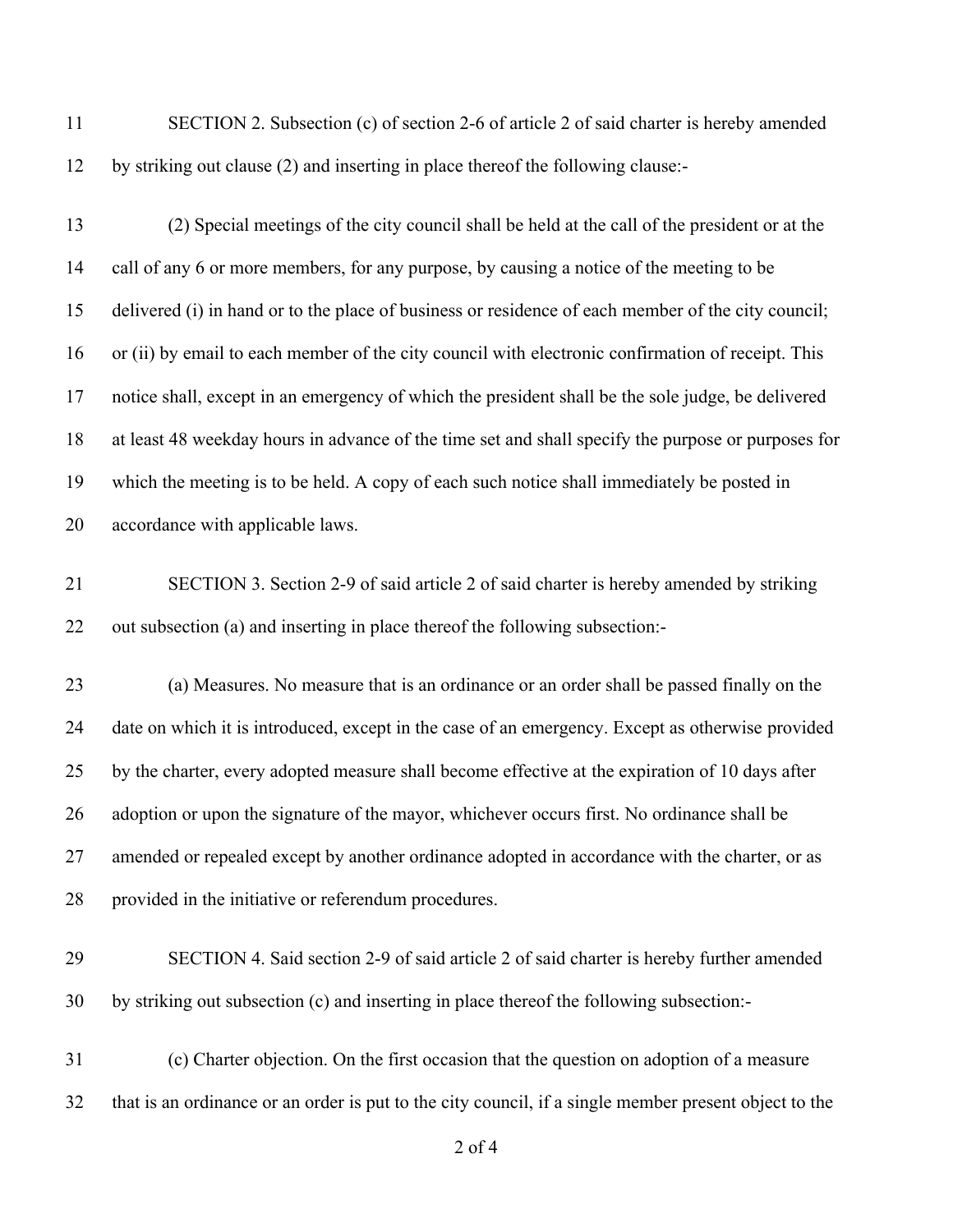SECTION 2. Subsection (c) of section 2-6 of article 2 of said charter is hereby amended by striking out clause (2) and inserting in place thereof the following clause:-

(2) Special meetings of the city council shall be held at the call of the president or at the call of any 6 or more members, for any purpose, by causing a notice of the meeting to be delivered (i) in hand or to the place of business or residence of each member of the city council; or (ii) by email to each member of the city council with electronic confirmation of receipt. This notice shall, except in an emergency of which the president shall be the sole judge, be delivered at least 48 weekday hours in advance of the time set and shall specify the purpose or purposes for which the meeting is to be held. A copy of each such notice shall immediately be posted in accordance with applicable laws.

SECTION 3. Section 2-9 of said article 2 of said charter is hereby amended by striking out subsection (a) and inserting in place thereof the following subsection:-

(a) Measures. No measure that is an ordinance or an order shall be passed finally on the date on which it is introduced, except in the case of an emergency. Except as otherwise provided by the charter, every adopted measure shall become effective at the expiration of 10 days after adoption or upon the signature of the mayor, whichever occurs first. No ordinance shall be amended or repealed except by another ordinance adopted in accordance with the charter, or as provided in the initiative or referendum procedures.

SECTION 4. Said section 2-9 of said article 2 of said charter is hereby further amended by striking out subsection (c) and inserting in place thereof the following subsection:-

(c) Charter objection. On the first occasion that the question on adoption of a measure that is an ordinance or an order is put to the city council, if a single member present object to the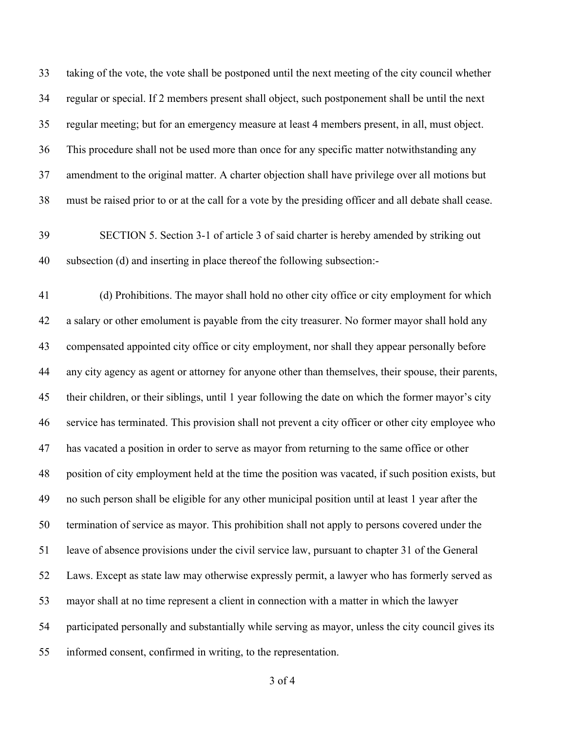taking of the vote, the vote shall be postponed until the next meeting of the city council whether regular or special. If 2 members present shall object, such postponement shall be until the next regular meeting; but for an emergency measure at least 4 members present, in all, must object. This procedure shall not be used more than once for any specific matter notwithstanding any amendment to the original matter. A charter objection shall have privilege over all motions but must be raised prior to or at the call for a vote by the presiding officer and all debate shall cease.

SECTION 5. Section 3-1 of article 3 of said charter is hereby amended by striking out subsection (d) and inserting in place thereof the following subsection:-

(d) Prohibitions. The mayor shall hold no other city office or city employment for which a salary or other emolument is payable from the city treasurer. No former mayor shall hold any compensated appointed city office or city employment, nor shall they appear personally before any city agency as agent or attorney for anyone other than themselves, their spouse, their parents, their children, or their siblings, until 1 year following the date on which the former mayor's city service has terminated. This provision shall not prevent a city officer or other city employee who has vacated a position in order to serve as mayor from returning to the same office or other position of city employment held at the time the position was vacated, if such position exists, but no such person shall be eligible for any other municipal position until at least 1 year after the termination of service as mayor. This prohibition shall not apply to persons covered under the leave of absence provisions under the civil service law, pursuant to chapter 31 of the General Laws. Except as state law may otherwise expressly permit, a lawyer who has formerly served as mayor shall at no time represent a client in connection with a matter in which the lawyer participated personally and substantially while serving as mayor, unless the city council gives its informed consent, confirmed in writing, to the representation.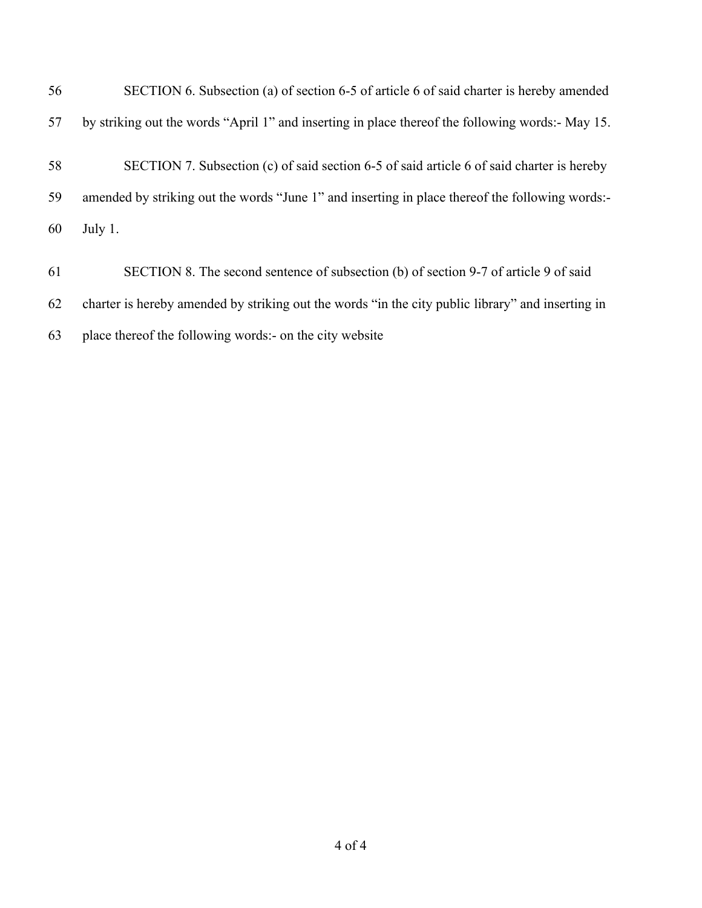SECTION 6. Subsection (a) of section 6-5 of article 6 of said charter is hereby amended by striking out the words "April 1" and inserting in place thereof the following words:- May 15.

SECTION 7. Subsection (c) of said section 6-5 of said article 6 of said charter is hereby amended by striking out the words "June 1" and inserting in place thereof the following words:- July 1.

SECTION 8. The second sentence of subsection (b) of section 9-7 of article 9 of said charter is hereby amended by striking out the words "in the city public library" and inserting in place thereof the following words:- on the city website